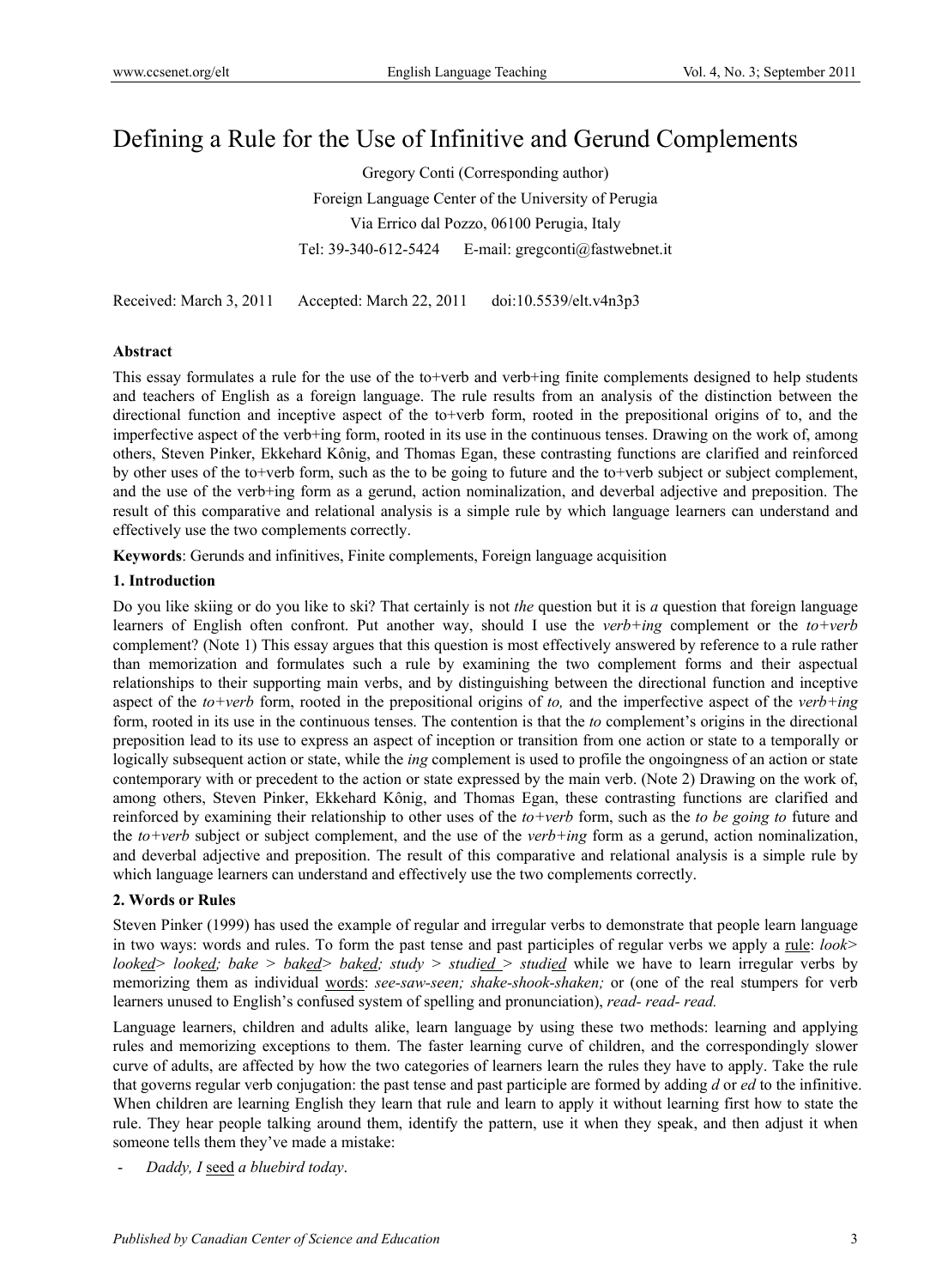# Defining a Rule for the Use of Infinitive and Gerund Complements

Gregory Conti (Corresponding author)

Foreign Language Center of the University of Perugia

Via Errico dal Pozzo, 06100 Perugia, Italy

Tel: 39-340-612-5424  E-mail: gregconti@fastwebnet.it

Received: March 3, 2011  Accepted: March 22, 2011  doi:10.5539/elt.v4n3p3

**Abstract**

This essay formulates a rule for the use of the to+verb and verb+ing finite complements designed to help students and teachers of English as a foreign language. The rule results from an analysis of the distinction between the directional function and inceptive aspect of the to+verb form, rooted in the prepositional origins of to, and the imperfective aspect of the verb+ing form, rooted in its use in the continuous tenses. Drawing on the work of, among others, Steven Pinker, Ekkehard Kônig, and Thomas Egan, these contrasting functions are clarified and reinforced by other uses of the to+verb form, such as the to be going to future and the to+verb subject or subject complement, and the use of the verb+ing form as a gerund, action nominalization, and deverbal adjective and preposition. The result of this comparative and relational analysis is a simple rule by which language learners can understand and effectively use the two complements correctly.

**Keywords**: Gerunds and infinitives, Finite complements, Foreign language acquisition

## 1. Introduction

Do you like skiing or do you like to ski? That certainly is not *the* question but it is *a* question that foreign language learners of English often confront. Put another way, should I use the *verb+ing* complement or the *to+verb* complement? (Note 1) This essay argues that this question is most effectively answered by reference to a rule rather than memorization and formulates such a rule by examining the two complement forms and their aspectual relationships to their supporting main verbs, and by distinguishing between the directional function and inceptive aspect of the *to+verb* form, rooted in the prepositional origins of *to,* and the imperfective aspect of the *verb+ing* form, rooted in its use in the continuous tenses. The contention is that the *to* complement's origins in the directional preposition lead to its use to express an aspect of inception or transition from one action or state to a temporally or logically subsequent action or state, while the *ing* complement is used to profile the ongoingness of an action or state contemporary with or precedent to the action or state expressed by the main verb. (Note 2) Drawing on the work of, among others, Steven Pinker, Ekkehard Kônig, and Thomas Egan, these contrasting functions are clarified and reinforced by examining their relationship to other uses of the *to+verb* form, such as the *to be going to* future and the *to+verb* subject or subject complement, and the use of the *verb+ing* form as a gerund, action nominalization, and deverbal adjective and preposition. The result of this comparative and relational analysis is a simple rule by which language learners can understand and effectively use the two complements correctly.

## 2. Words or Rules

Steven Pinker (1999) has used the example of regular and irregular verbs to demonstrate that people learn language in two ways: words and rules. To form the past tense and past participles of regular verbs we apply a rule: *look> looked> looked; bake > baked> baked; study > studied > studied* while we have to learn irregular verbs by memorizing them as individual words: *see-saw-seen; shake-shook-shaken;* or (one of the real stumpers for verb learners unused to English's confused system of spelling and pronunciation), *read- read- read.*

Language learners, children and adults alike, learn language by using these two methods: learning and applying rules and memorizing exceptions to them. The faster learning curve of children, and the correspondingly slower curve of adults, are affected by how the two categories of learners learn the rules they have to apply. Take the rule that governs regular verb conjugation: the past tense and past participle are formed by adding *d* or *ed* to the infinitive. When children are learning English they learn that rule and learn to apply it without learning first how to state the rule. They hear people talking around them, identify the pattern, use it when they speak, and then adjust it when someone tells them they've made a mistake:

- *Daddy, I* seed *a bluebird today*.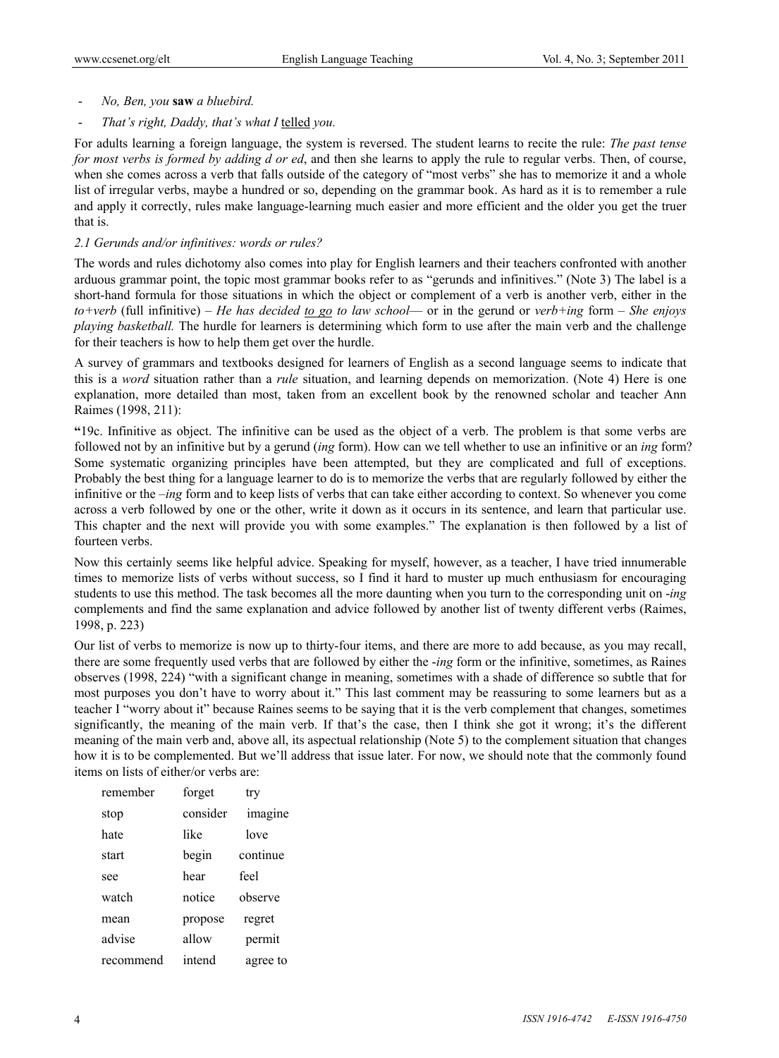- *No, Ben, you* **saw** *a bluebird.*
- *That's right, Daddy, that's what I* telled *you.*

For adults learning a foreign language, the system is reversed. The student learns to recite the rule: *The past tense for most verbs is formed by adding d or ed*, and then she learns to apply the rule to regular verbs. Then, of course, when she comes across a verb that falls outside of the category of "most verbs" she has to memorize it and a whole list of irregular verbs, maybe a hundred or so, depending on the grammar book. As hard as it is to remember a rule and apply it correctly, rules make language-learning much easier and more efficient and the older you get the truer that is.

### *2.1 Gerunds and/or infinitives: words or rules?*

The words and rules dichotomy also comes into play for English learners and their teachers confronted with another arduous grammar point, the topic most grammar books refer to as "gerunds and infinitives." (Note 3) The label is a short-hand formula for those situations in which the object or complement of a verb is another verb, either in the *to+verb* (full infinitive) – *He has decided* to go *to law school*— or in the gerund or *verb+ing* form – *She enjoys playing basketball.* The hurdle for learners is determining which form to use after the main verb and the challenge for their teachers is how to help them get over the hurdle.

A survey of grammars and textbooks designed for learners of English as a second language seems to indicate that this is a *word* situation rather than a *rule* situation, and learning depends on memorization. (Note 4) Here is one explanation, more detailed than most, taken from an excellent book by the renowned scholar and teacher Ann Raimes (1998, 211):

**"**19c. Infinitive as object. The infinitive can be used as the object of a verb. The problem is that some verbs are followed not by an infinitive but by a gerund (*ing* form). How can we tell whether to use an infinitive or an *ing* form? Some systematic organizing principles have been attempted, but they are complicated and full of exceptions. Probably the best thing for a language learner to do is to memorize the verbs that are regularly followed by either the infinitive or the *–ing* form and to keep lists of verbs that can take either according to context. So whenever you come across a verb followed by one or the other, write it down as it occurs in its sentence, and learn that particular use. This chapter and the next will provide you with some examples." The explanation is then followed by a list of fourteen verbs.

Now this certainly seems like helpful advice. Speaking for myself, however, as a teacher, I have tried innumerable times to memorize lists of verbs without success, so I find it hard to muster up much enthusiasm for encouraging students to use this method. The task becomes all the more daunting when you turn to the corresponding unit on *-ing* complements and find the same explanation and advice followed by another list of twenty different verbs (Raimes, 1998, p. 223)

Our list of verbs to memorize is now up to thirty-four items, and there are more to add because, as you may recall, there are some frequently used verbs that are followed by either the *-ing* form or the infinitive, sometimes, as Raines observes (1998, 224) "with a significant change in meaning, sometimes with a shade of difference so subtle that for most purposes you don't have to worry about it." This last comment may be reassuring to some learners but as a teacher I "worry about it" because Raines seems to be saying that it is the verb complement that changes, sometimes significantly, the meaning of the main verb. If that's the case, then I think she got it wrong; it's the different meaning of the main verb and, above all, its aspectual relationship (Note 5) to the complement situation that changes how it is to be complemented. But we'll address that issue later. For now, we should note that the commonly found items on lists of either/or verbs are:

| | | |
|---|---|---|
| remember | forget | try |
| stop | consider | imagine |
| hate | like | love |
| start | begin | continue |
| see | hear | feel |
| watch | notice | observe |
| mean | propose | regret |
| advise | allow | permit |
| recommend | intend | agree to |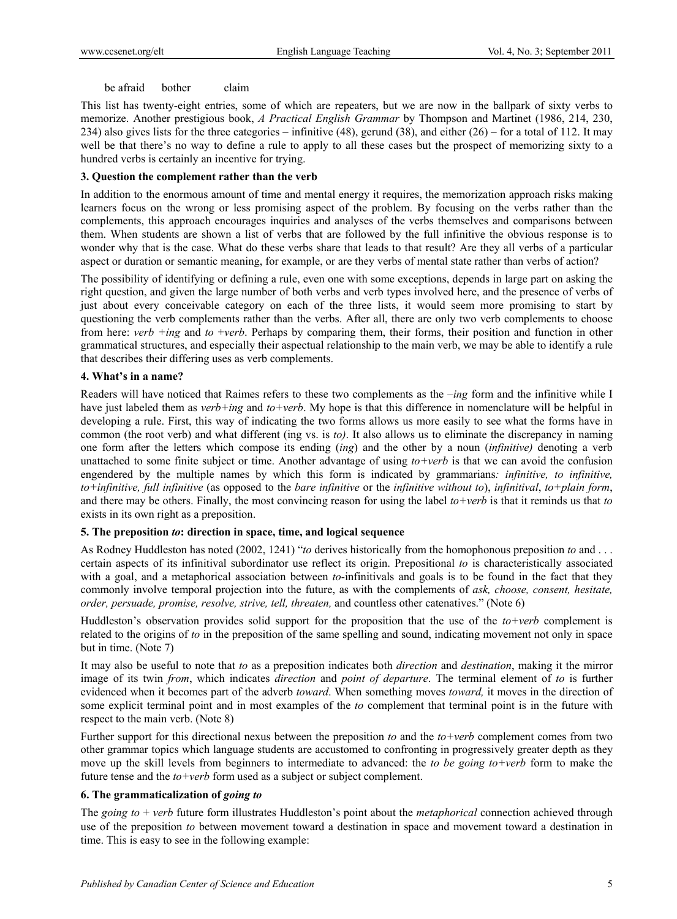be afraid    bother    claim

This list has twenty-eight entries, some of which are repeaters, but we are now in the ballpark of sixty verbs to memorize. Another prestigious book, *A Practical English Grammar* by Thompson and Martinet (1986, 214, 230, 234) also gives lists for the three categories – infinitive (48), gerund (38), and either (26) – for a total of 112. It may well be that there's no way to define a rule to apply to all these cases but the prospect of memorizing sixty to a hundred verbs is certainly an incentive for trying.

### 3. Question the complement rather than the verb

In addition to the enormous amount of time and mental energy it requires, the memorization approach risks making learners focus on the wrong or less promising aspect of the problem. By focusing on the verbs rather than the complements, this approach encourages inquiries and analyses of the verbs themselves and comparisons between them. When students are shown a list of verbs that are followed by the full infinitive the obvious response is to wonder why that is the case. What do these verbs share that leads to that result? Are they all verbs of a particular aspect or duration or semantic meaning, for example, or are they verbs of mental state rather than verbs of action?

The possibility of identifying or defining a rule, even one with some exceptions, depends in large part on asking the right question, and given the large number of both verbs and verb types involved here, and the presence of verbs of just about every conceivable category on each of the three lists, it would seem more promising to start by questioning the verb complements rather than the verbs. After all, there are only two verb complements to choose from here: *verb +ing* and *to +verb*. Perhaps by comparing them, their forms, their position and function in other grammatical structures, and especially their aspectual relationship to the main verb, we may be able to identify a rule that describes their differing uses as verb complements.

### 4. What's in a name?

Readers will have noticed that Raimes refers to these two complements as the *–ing* form and the infinitive while I have just labeled them as *verb+ing* and *to+verb*. My hope is that this difference in nomenclature will be helpful in developing a rule. First, this way of indicating the two forms allows us more easily to see what the forms have in common (the root verb) and what different (ing vs. is *to)*. It also allows us to eliminate the discrepancy in naming one form after the letters which compose its ending (*ing*) and the other by a noun (*infinitive)* denoting a verb unattached to some finite subject or time. Another advantage of using *to+verb* is that we can avoid the confusion engendered by the multiple names by which this form is indicated by grammarians*: infinitive, to infinitive, to+infinitive, full infinitive* (as opposed to the *bare infinitive* or the *infinitive without to*), *infinitival*, *to+plain form*, and there may be others. Finally, the most convincing reason for using the label *to+verb* is that it reminds us that *to* exists in its own right as a preposition.

### 5. The preposition *to*: direction in space, time, and logical sequence

As Rodney Huddleston has noted (2002, 1241) "*to* derives historically from the homophonous preposition *to* and . . . certain aspects of its infinitival subordinator use reflect its origin. Prepositional *to* is characteristically associated with a goal, and a metaphorical association between *to*-infinitivals and goals is to be found in the fact that they commonly involve temporal projection into the future, as with the complements of *ask, choose, consent, hesitate, order, persuade, promise, resolve, strive, tell, threaten,* and countless other catenatives." (Note 6)

Huddleston's observation provides solid support for the proposition that the use of the *to+verb* complement is related to the origins of *to* in the preposition of the same spelling and sound, indicating movement not only in space but in time. (Note 7)

It may also be useful to note that *to* as a preposition indicates both *direction* and *destination*, making it the mirror image of its twin *from*, which indicates *direction* and *point of departure*. The terminal element of *to* is further evidenced when it becomes part of the adverb *toward*. When something moves *toward,* it moves in the direction of some explicit terminal point and in most examples of the *to* complement that terminal point is in the future with respect to the main verb. (Note 8)

Further support for this directional nexus between the preposition *to* and the *to+verb* complement comes from two other grammar topics which language students are accustomed to confronting in progressively greater depth as they move up the skill levels from beginners to intermediate to advanced: the *to be going to+verb* form to make the future tense and the *to+verb* form used as a subject or subject complement.

### 6. The grammaticalization of *going to*

The *going to + verb* future form illustrates Huddleston's point about the *metaphorical* connection achieved through use of the preposition *to* between movement toward a destination in space and movement toward a destination in time. This is easy to see in the following example: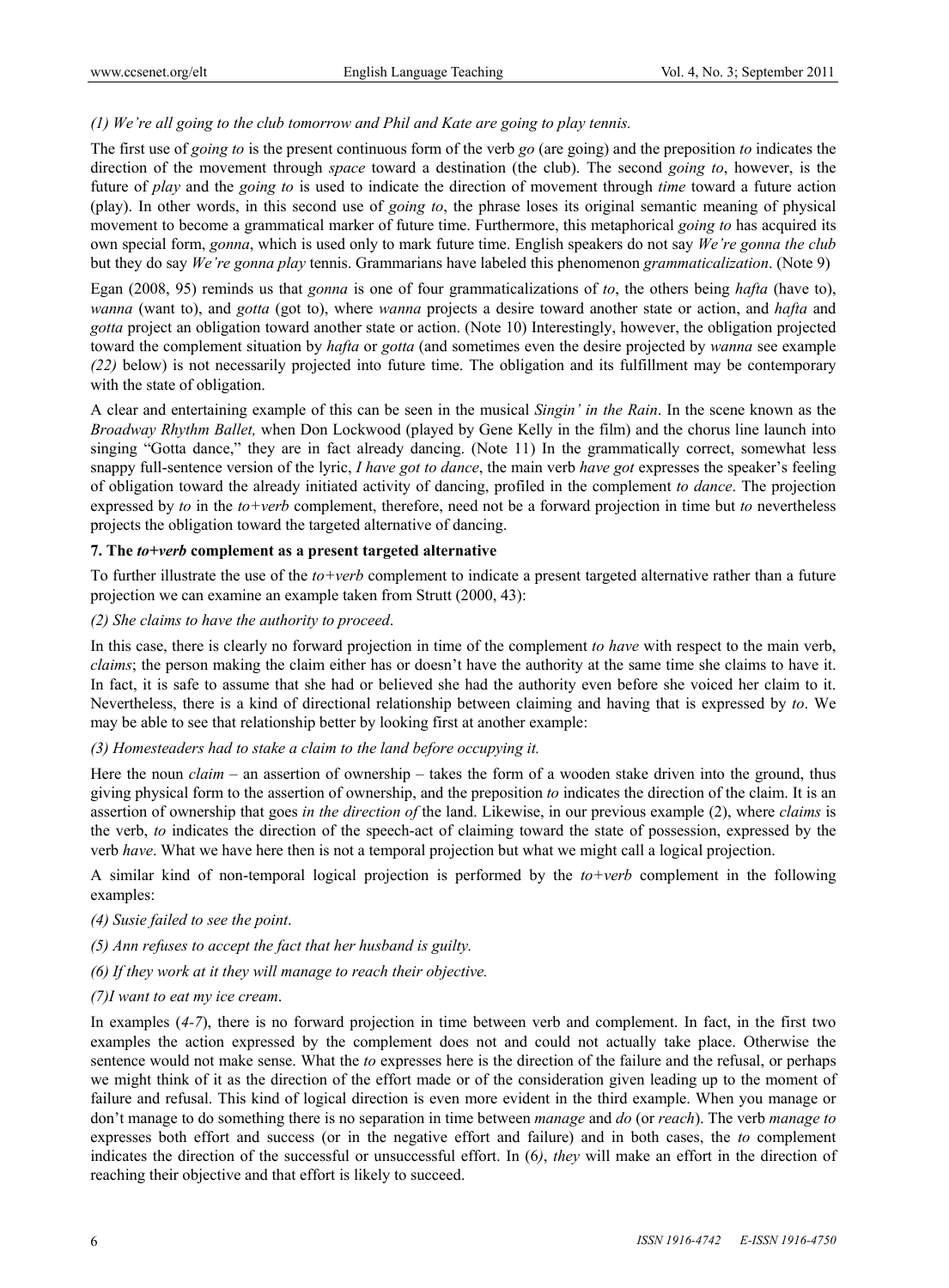*(1) We're all going to the club tomorrow and Phil and Kate are going to play tennis.*

The first use of *going to* is the present continuous form of the verb *go* (are going) and the preposition *to* indicates the direction of the movement through *space* toward a destination (the club). The second *going to*, however, is the future of *play* and the *going to* is used to indicate the direction of movement through *time* toward a future action (play). In other words, in this second use of *going to*, the phrase loses its original semantic meaning of physical movement to become a grammatical marker of future time. Furthermore, this metaphorical *going to* has acquired its own special form, *gonna*, which is used only to mark future time. English speakers do not say *We're gonna the club* but they do say *We're gonna play* tennis. Grammarians have labeled this phenomenon *grammaticalization*. (Note 9)

Egan (2008, 95) reminds us that *gonna* is one of four grammaticalizations of *to*, the others being *hafta* (have to), *wanna* (want to), and *gotta* (got to), where *wanna* projects a desire toward another state or action, and *hafta* and *gotta* project an obligation toward another state or action. (Note 10) Interestingly, however, the obligation projected toward the complement situation by *hafta* or *gotta* (and sometimes even the desire projected by *wanna* see example *(22)* below) is not necessarily projected into future time. The obligation and its fulfillment may be contemporary with the state of obligation.

A clear and entertaining example of this can be seen in the musical *Singin' in the Rain*. In the scene known as the *Broadway Rhythm Ballet,* when Don Lockwood (played by Gene Kelly in the film) and the chorus line launch into singing "Gotta dance," they are in fact already dancing. (Note 11) In the grammatically correct, somewhat less snappy full-sentence version of the lyric, *I have got to dance*, the main verb *have got* expresses the speaker's feeling of obligation toward the already initiated activity of dancing, profiled in the complement *to dance*. The projection expressed by *to* in the *to+verb* complement, therefore, need not be a forward projection in time but *to* nevertheless projects the obligation toward the targeted alternative of dancing.

## 7. The *to+verb* complement as a present targeted alternative

To further illustrate the use of the *to+verb* complement to indicate a present targeted alternative rather than a future projection we can examine an example taken from Strutt (2000, 43):

*(2) She claims to have the authority to proceed*.

In this case, there is clearly no forward projection in time of the complement *to have* with respect to the main verb, *claims*; the person making the claim either has or doesn't have the authority at the same time she claims to have it. In fact, it is safe to assume that she had or believed she had the authority even before she voiced her claim to it. Nevertheless, there is a kind of directional relationship between claiming and having that is expressed by *to*. We may be able to see that relationship better by looking first at another example:

*(3) Homesteaders had to stake a claim to the land before occupying it.*

Here the noun *claim* – an assertion of ownership – takes the form of a wooden stake driven into the ground, thus giving physical form to the assertion of ownership, and the preposition *to* indicates the direction of the claim. It is an assertion of ownership that goes *in the direction of* the land. Likewise, in our previous example (2), where *claims* is the verb, *to* indicates the direction of the speech-act of claiming toward the state of possession, expressed by the verb *have*. What we have here then is not a temporal projection but what we might call a logical projection.

A similar kind of non-temporal logical projection is performed by the *to+verb* complement in the following examples:

*(4) Susie failed to see the point*.

*(5) Ann refuses to accept the fact that her husband is guilty.*

*(6) If they work at it they will manage to reach their objective.*

*(7)I want to eat my ice cream*.

In examples (*4-7*), there is no forward projection in time between verb and complement. In fact, in the first two examples the action expressed by the complement does not and could not actually take place. Otherwise the sentence would not make sense. What the *to* expresses here is the direction of the failure and the refusal, or perhaps we might think of it as the direction of the effort made or of the consideration given leading up to the moment of failure and refusal. This kind of logical direction is even more evident in the third example. When you manage or don't manage to do something there is no separation in time between *manage* and *do* (or *reach*). The verb *manage to* expresses both effort and success (or in the negative effort and failure) and in both cases, the *to* complement indicates the direction of the successful or unsuccessful effort. In (6*)*, *they* will make an effort in the direction of reaching their objective and that effort is likely to succeed.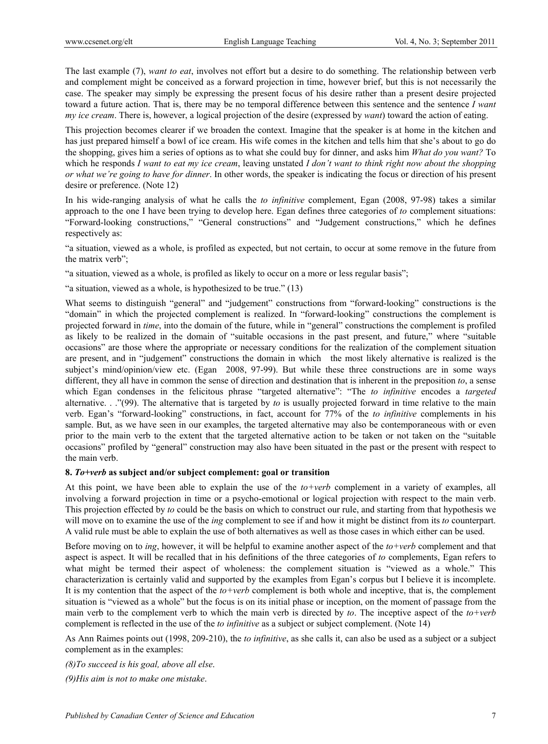The last example (7), *want to eat*, involves not effort but a desire to do something. The relationship between verb and complement might be conceived as a forward projection in time, however brief, but this is not necessarily the case. The speaker may simply be expressing the present focus of his desire rather than a present desire projected toward a future action. That is, there may be no temporal difference between this sentence and the sentence *I want my ice cream*. There is, however, a logical projection of the desire (expressed by *want*) toward the action of eating.

This projection becomes clearer if we broaden the context. Imagine that the speaker is at home in the kitchen and has just prepared himself a bowl of ice cream. His wife comes in the kitchen and tells him that she's about to go do the shopping, gives him a series of options as to what she could buy for dinner, and asks him *What do you want?* To which he responds *I want to eat my ice cream*, leaving unstated *I don't want to think right now about the shopping or what we're going to have for dinner*. In other words, the speaker is indicating the focus or direction of his present desire or preference. (Note 12)

In his wide-ranging analysis of what he calls the *to infinitive* complement, Egan (2008, 97-98) takes a similar approach to the one I have been trying to develop here. Egan defines three categories of *to* complement situations: "Forward-looking constructions," "General constructions" and "Judgement constructions," which he defines respectively as:

"a situation, viewed as a whole, is profiled as expected, but not certain, to occur at some remove in the future from the matrix verb";

"a situation, viewed as a whole, is profiled as likely to occur on a more or less regular basis";

"a situation, viewed as a whole, is hypothesized to be true." (13)

What seems to distinguish "general" and "judgement" constructions from "forward-looking" constructions is the "domain" in which the projected complement is realized. In "forward-looking" constructions the complement is projected forward in *time*, into the domain of the future, while in "general" constructions the complement is profiled as likely to be realized in the domain of "suitable occasions in the past present, and future," where "suitable occasions" are those where the appropriate or necessary conditions for the realization of the complement situation are present, and in "judgement" constructions the domain in which the most likely alternative is realized is the subject's mind/opinion/view etc. (Egan 2008, 97-99). But while these three constructions are in some ways different, they all have in common the sense of direction and destination that is inherent in the preposition *to*, a sense which Egan condenses in the felicitous phrase "targeted alternative": "The *to infinitive* encodes a *targeted* alternative. . ."(99). The alternative that is targeted by *to* is usually projected forward in time relative to the main verb. Egan's "forward-looking" constructions, in fact, account for 77% of the *to infinitive* complements in his sample. But, as we have seen in our examples, the targeted alternative may also be contemporaneous with or even prior to the main verb to the extent that the targeted alternative action to be taken or not taken on the "suitable occasions" profiled by "general" construction may also have been situated in the past or the present with respect to the main verb.

### 8. *To+verb* as subject and/or subject complement: goal or transition

At this point, we have been able to explain the use of the *to+verb* complement in a variety of examples, all involving a forward projection in time or a psycho-emotional or logical projection with respect to the main verb. This projection effected by *to* could be the basis on which to construct our rule, and starting from that hypothesis we will move on to examine the use of the *ing* complement to see if and how it might be distinct from its *to* counterpart. A valid rule must be able to explain the use of both alternatives as well as those cases in which either can be used.

Before moving on to *ing*, however, it will be helpful to examine another aspect of the *to+verb* complement and that aspect is aspect. It will be recalled that in his definitions of the three categories of *to* complements, Egan refers to what might be termed their aspect of wholeness: the complement situation is "viewed as a whole." This characterization is certainly valid and supported by the examples from Egan's corpus but I believe it is incomplete. It is my contention that the aspect of the *to+verb* complement is both whole and inceptive, that is, the complement situation is "viewed as a whole" but the focus is on its initial phase or inception, on the moment of passage from the main verb to the complement verb to which the main verb is directed by *to*. The inceptive aspect of the *to+verb* complement is reflected in the use of the *to infinitive* as a subject or subject complement. (Note 14)

As Ann Raimes points out (1998, 209-210), the *to infinitive*, as she calls it, can also be used as a subject or a subject complement as in the examples:

*(8)To succeed is his goal, above all else*.

*(9)His aim is not to make one mistake*.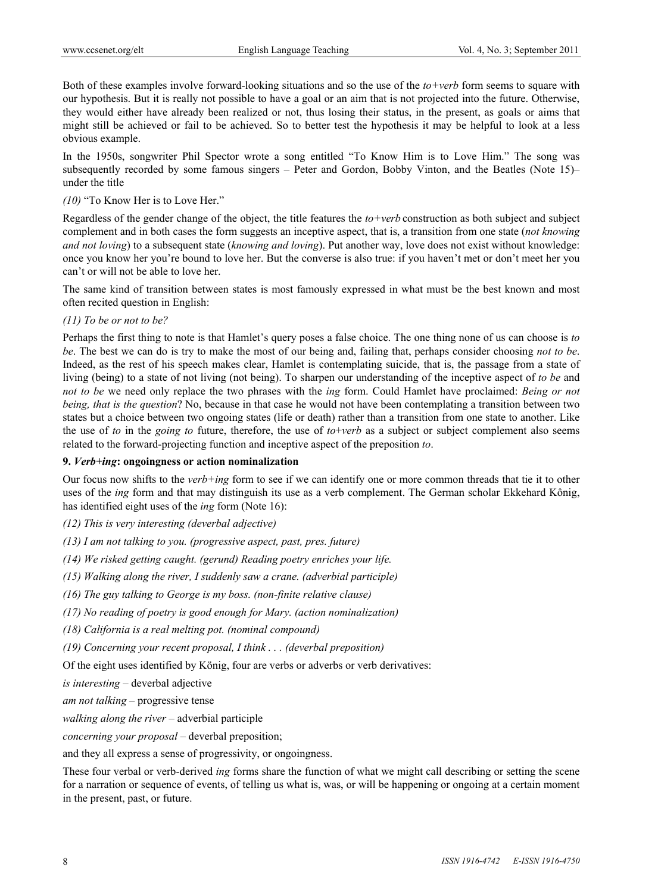Both of these examples involve forward-looking situations and so the use of the *to+verb* form seems to square with our hypothesis. But it is really not possible to have a goal or an aim that is not projected into the future. Otherwise, they would either have already been realized or not, thus losing their status, in the present, as goals or aims that might still be achieved or fail to be achieved. So to better test the hypothesis it may be helpful to look at a less obvious example.

In the 1950s, songwriter Phil Spector wrote a song entitled "To Know Him is to Love Him." The song was subsequently recorded by some famous singers – Peter and Gordon, Bobby Vinton, and the Beatles (Note 15)– under the title

*(10)* "To Know Her is to Love Her."

Regardless of the gender change of the object, the title features the *to+verb* construction as both subject and subject complement and in both cases the form suggests an inceptive aspect, that is, a transition from one state (*not knowing and not loving*) to a subsequent state (*knowing and loving*). Put another way, love does not exist without knowledge: once you know her you're bound to love her. But the converse is also true: if you haven't met or don't meet her you can't or will not be able to love her.

The same kind of transition between states is most famously expressed in what must be the best known and most often recited question in English:

*(11) To be or not to be?*

Perhaps the first thing to note is that Hamlet's query poses a false choice. The one thing none of us can choose is *to be*. The best we can do is try to make the most of our being and, failing that, perhaps consider choosing *not to be*. Indeed, as the rest of his speech makes clear, Hamlet is contemplating suicide, that is, the passage from a state of living (being) to a state of not living (not being). To sharpen our understanding of the inceptive aspect of *to be* and *not to be* we need only replace the two phrases with the *ing* form. Could Hamlet have proclaimed: *Being or not being, that is the question*? No, because in that case he would not have been contemplating a transition between two states but a choice between two ongoing states (life or death) rather than a transition from one state to another. Like the use of *to* in the *going to* future, therefore, the use of *to*+*verb* as a subject or subject complement also seems related to the forward-projecting function and inceptive aspect of the preposition *to*.

### 9. *Verb+ing*: ongoingness or action nominalization

Our focus now shifts to the *verb+ing* form to see if we can identify one or more common threads that tie it to other uses of the *ing* form and that may distinguish its use as a verb complement. The German scholar Ekkehard Kônig, has identified eight uses of the *ing* form (Note 16):

*(12) This is very interesting (deverbal adjective)*

*(13) I am not talking to you. (progressive aspect, past, pres. future)*

*(14) We risked getting caught. (gerund) Reading poetry enriches your life.*

*(15) Walking along the river, I suddenly saw a crane. (adverbial participle)*

*(16) The guy talking to George is my boss. (non-finite relative clause)*

*(17) No reading of poetry is good enough for Mary. (action nominalization)*

*(18) California is a real melting pot. (nominal compound)*

*(19) Concerning your recent proposal, I think . . . (deverbal preposition)*

Of the eight uses identified by König, four are verbs or adverbs or verb derivatives:

*is interesting* – deverbal adjective

*am not talking* – progressive tense

*walking along the river* – adverbial participle

*concerning your proposal* – deverbal preposition;

and they all express a sense of progressivity, or ongoingness.

These four verbal or verb-derived *ing* forms share the function of what we might call describing or setting the scene for a narration or sequence of events, of telling us what is, was, or will be happening or ongoing at a certain moment in the present, past, or future.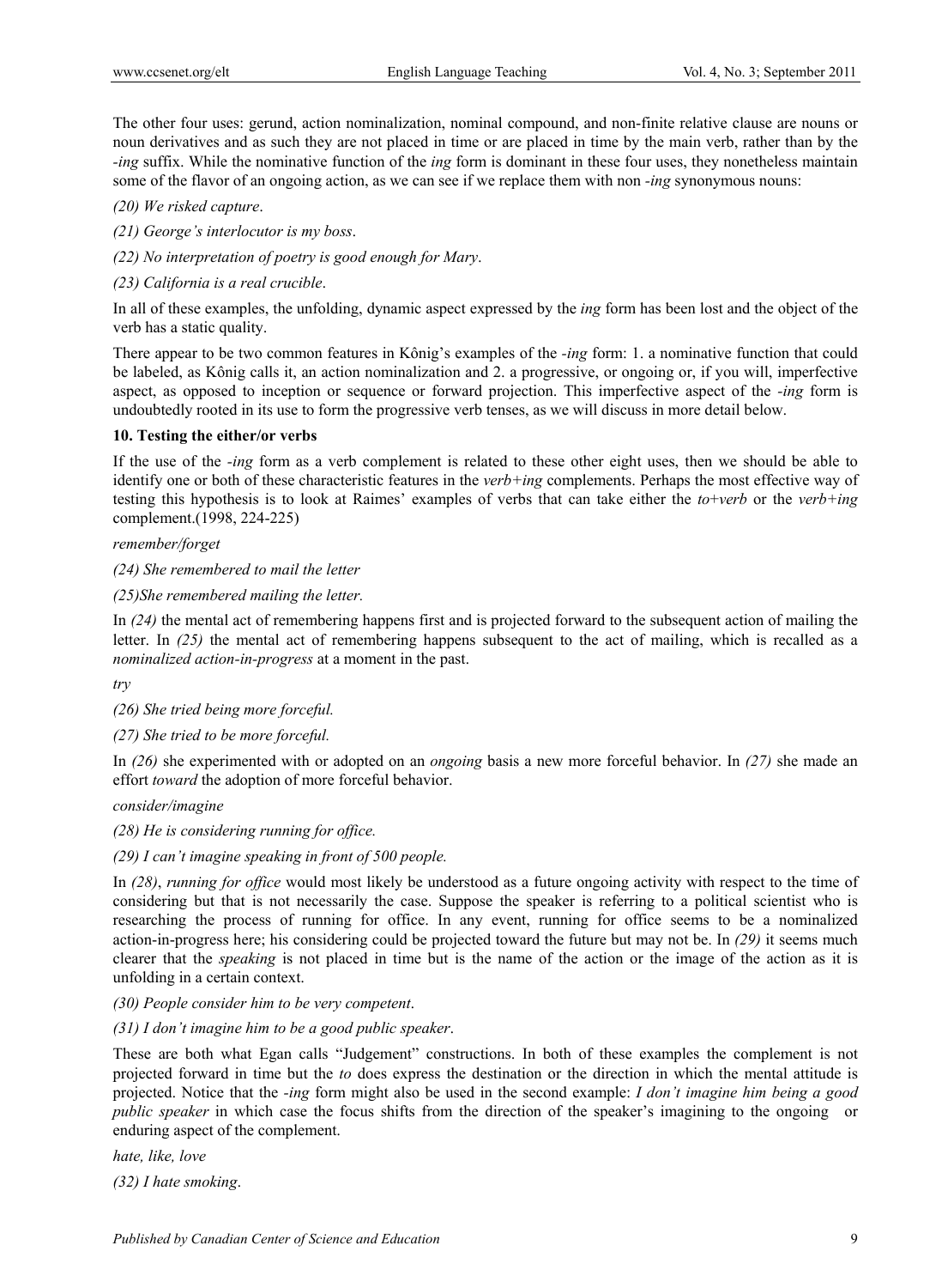The other four uses: gerund, action nominalization, nominal compound, and non-finite relative clause are nouns or noun derivatives and as such they are not placed in time or are placed in time by the main verb, rather than by the *-ing* suffix. While the nominative function of the *ing* form is dominant in these four uses, they nonetheless maintain some of the flavor of an ongoing action, as we can see if we replace them with non *-ing* synonymous nouns:

*(20) We risked capture*.

*(21) George's interlocutor is my boss*.

*(22) No interpretation of poetry is good enough for Mary*.

*(23) California is a real crucible*.

In all of these examples, the unfolding, dynamic aspect expressed by the *ing* form has been lost and the object of the verb has a static quality.

There appear to be two common features in Kônig's examples of the *-ing* form: 1. a nominative function that could be labeled, as Kônig calls it, an action nominalization and 2. a progressive, or ongoing or, if you will, imperfective aspect, as opposed to inception or sequence or forward projection. This imperfective aspect of the *-ing* form is undoubtedly rooted in its use to form the progressive verb tenses, as we will discuss in more detail below.

## 10. Testing the either/or verbs

If the use of the *-ing* form as a verb complement is related to these other eight uses, then we should be able to identify one or both of these characteristic features in the *verb+ing* complements. Perhaps the most effective way of testing this hypothesis is to look at Raimes' examples of verbs that can take either the *to*+*verb* or the *verb+ing* complement.(1998, 224-225)

*remember/forget*

*(24) She remembered to mail the letter*

*(25)She remembered mailing the letter.*

In *(24)* the mental act of remembering happens first and is projected forward to the subsequent action of mailing the letter. In *(25)* the mental act of remembering happens subsequent to the act of mailing, which is recalled as a *nominalized action-in-progress* at a moment in the past.

*try*

*(26) She tried being more forceful.*

*(27) She tried to be more forceful.*

In *(26)* she experimented with or adopted on an *ongoing* basis a new more forceful behavior. In *(27)* she made an effort *toward* the adoption of more forceful behavior.

*consider/imagine*

*(28) He is considering running for office.*

*(29) I can't imagine speaking in front of 500 people.*

In *(28)*, *running for office* would most likely be understood as a future ongoing activity with respect to the time of considering but that is not necessarily the case. Suppose the speaker is referring to a political scientist who is researching the process of running for office. In any event, running for office seems to be a nominalized action-in-progress here; his considering could be projected toward the future but may not be. In *(29)* it seems much clearer that the *speaking* is not placed in time but is the name of the action or the image of the action as it is unfolding in a certain context.

*(30) People consider him to be very competent*.

*(31) I don't imagine him to be a good public speaker*.

These are both what Egan calls "Judgement" constructions. In both of these examples the complement is not projected forward in time but the *to* does express the destination or the direction in which the mental attitude is projected. Notice that the *-ing* form might also be used in the second example: *I don't imagine him being a good public speaker* in which case the focus shifts from the direction of the speaker's imagining to the ongoing or enduring aspect of the complement.

*hate, like, love*

*(32) I hate smoking*.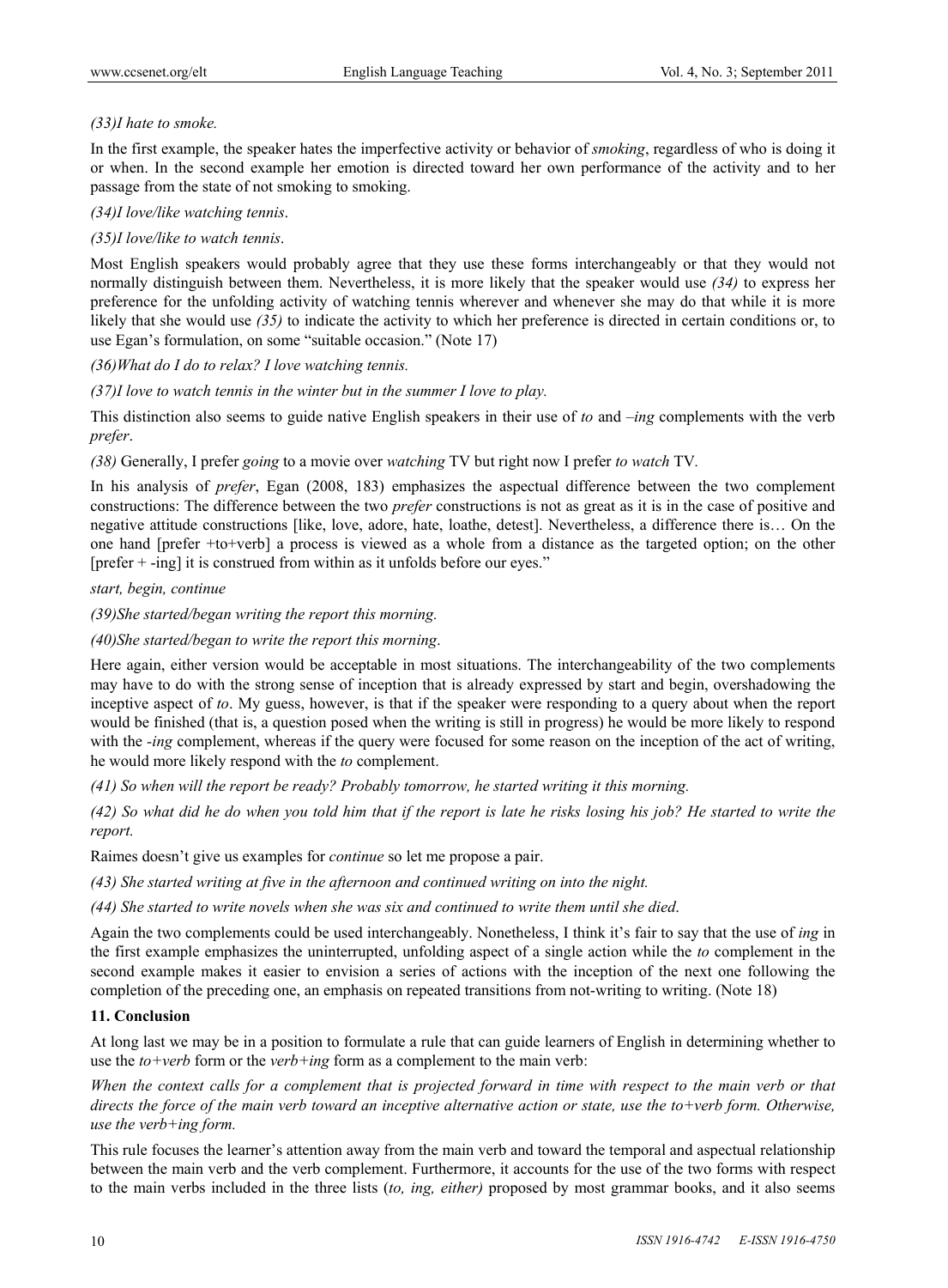*(33)I hate to smoke.*

In the first example, the speaker hates the imperfective activity or behavior of *smoking*, regardless of who is doing it or when. In the second example her emotion is directed toward her own performance of the activity and to her passage from the state of not smoking to smoking.

*(34)I love/like watching tennis*.

*(35)I love/like to watch tennis*.

Most English speakers would probably agree that they use these forms interchangeably or that they would not normally distinguish between them. Nevertheless, it is more likely that the speaker would use *(34)* to express her preference for the unfolding activity of watching tennis wherever and whenever she may do that while it is more likely that she would use *(35)* to indicate the activity to which her preference is directed in certain conditions or, to use Egan's formulation, on some "suitable occasion." (Note 17)

*(36)What do I do to relax? I love watching tennis.*

*(37)I love to watch tennis in the winter but in the summer I love to play.*

This distinction also seems to guide native English speakers in their use of *to* and *–ing* complements with the verb *prefer*.

*(38)* Generally, I prefer *going* to a movie over *watching* TV but right now I prefer *to watch* TV.

In his analysis of *prefer*, Egan (2008, 183) emphasizes the aspectual difference between the two complement constructions: The difference between the two *prefer* constructions is not as great as it is in the case of positive and negative attitude constructions [like, love, adore, hate, loathe, detest]. Nevertheless, a difference there is… On the one hand [prefer +to+verb] a process is viewed as a whole from a distance as the targeted option; on the other [prefer + -ing] it is construed from within as it unfolds before our eyes."

*start, begin, continue*

*(39)She started/began writing the report this morning.*

*(40)She started/began to write the report this morning*.

Here again, either version would be acceptable in most situations. The interchangeability of the two complements may have to do with the strong sense of inception that is already expressed by start and begin, overshadowing the inceptive aspect of *to*. My guess, however, is that if the speaker were responding to a query about when the report would be finished (that is, a question posed when the writing is still in progress) he would be more likely to respond with the *-ing* complement, whereas if the query were focused for some reason on the inception of the act of writing, he would more likely respond with the *to* complement.

*(41) So when will the report be ready? Probably tomorrow, he started writing it this morning.*

*(42) So what did he do when you told him that if the report is late he risks losing his job? He started to write the report.*

Raimes doesn't give us examples for *continue* so let me propose a pair.

*(43) She started writing at five in the afternoon and continued writing on into the night.*

*(44) She started to write novels when she was six and continued to write them until she died*.

Again the two complements could be used interchangeably. Nonetheless, I think it's fair to say that the use of *ing* in the first example emphasizes the uninterrupted, unfolding aspect of a single action while the *to* complement in the second example makes it easier to envision a series of actions with the inception of the next one following the completion of the preceding one, an emphasis on repeated transitions from not-writing to writing. (Note 18)

## 11. Conclusion

At long last we may be in a position to formulate a rule that can guide learners of English in determining whether to use the *to+verb* form or the *verb+ing* form as a complement to the main verb:

*When the context calls for a complement that is projected forward in time with respect to the main verb or that directs the force of the main verb toward an inceptive alternative action or state, use the to+verb form. Otherwise, use the verb+ing form.*

This rule focuses the learner's attention away from the main verb and toward the temporal and aspectual relationship between the main verb and the verb complement. Furthermore, it accounts for the use of the two forms with respect to the main verbs included in the three lists (*to, ing, either)* proposed by most grammar books, and it also seems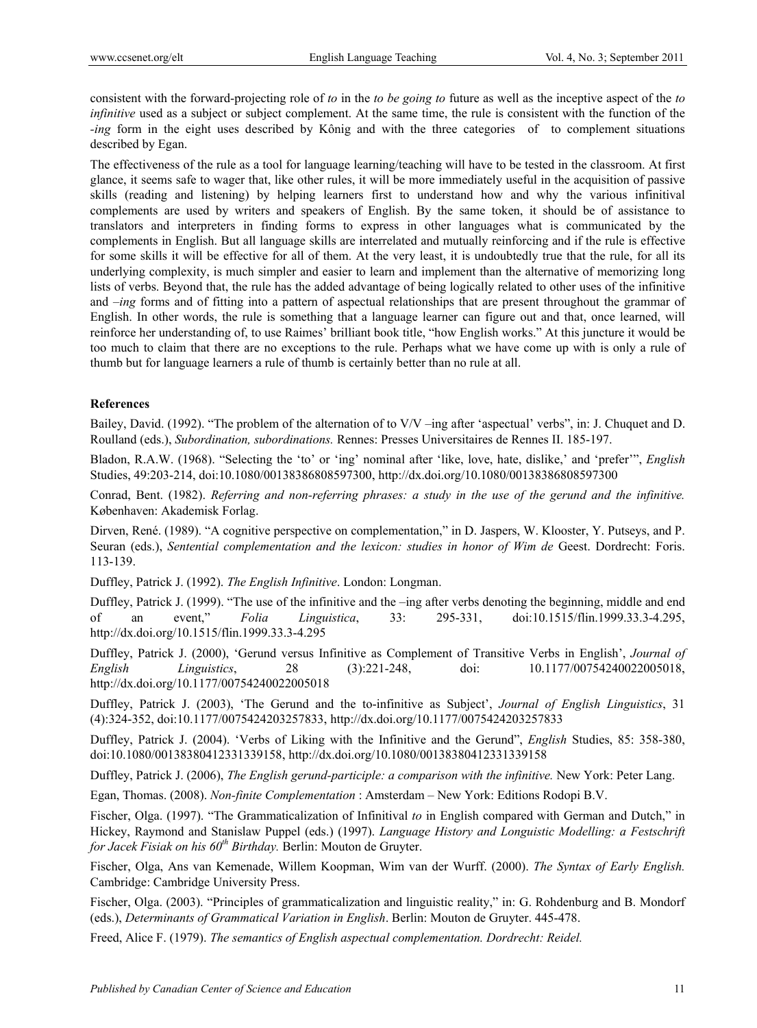consistent with the forward-projecting role of *to* in the *to be going to* future as well as the inceptive aspect of the *to infinitive* used as a subject or subject complement. At the same time, the rule is consistent with the function of the *-ing* form in the eight uses described by Kônig and with the three categories of to complement situations described by Egan.

The effectiveness of the rule as a tool for language learning/teaching will have to be tested in the classroom. At first glance, it seems safe to wager that, like other rules, it will be more immediately useful in the acquisition of passive skills (reading and listening) by helping learners first to understand how and why the various infinitival complements are used by writers and speakers of English. By the same token, it should be of assistance to translators and interpreters in finding forms to express in other languages what is communicated by the complements in English. But all language skills are interrelated and mutually reinforcing and if the rule is effective for some skills it will be effective for all of them. At the very least, it is undoubtedly true that the rule, for all its underlying complexity, is much simpler and easier to learn and implement than the alternative of memorizing long lists of verbs. Beyond that, the rule has the added advantage of being logically related to other uses of the infinitive and *–ing* forms and of fitting into a pattern of aspectual relationships that are present throughout the grammar of English. In other words, the rule is something that a language learner can figure out and that, once learned, will reinforce her understanding of, to use Raimes' brilliant book title, "how English works." At this juncture it would be too much to claim that there are no exceptions to the rule. Perhaps what we have come up with is only a rule of thumb but for language learners a rule of thumb is certainly better than no rule at all.

**References**

Bailey, David. (1992). "The problem of the alternation of to V/V –ing after 'aspectual' verbs", in: J. Chuquet and D. Roulland (eds.), *Subordination, subordinations.* Rennes: Presses Universitaires de Rennes II. 185-197.

Bladon, R.A.W. (1968). "Selecting the 'to' or 'ing' nominal after 'like, love, hate, dislike,' and 'prefer'", *English* Studies, 49:203-214, doi:10.1080/00138386808597300, http://dx.doi.org/10.1080/00138386808597300

Conrad, Bent. (1982). *Referring and non-referring phrases: a study in the use of the gerund and the infinitive.* København: Akademisk Forlag.

Dirven, René. (1989). "A cognitive perspective on complementation," in D. Jaspers, W. Klooster, Y. Putseys, and P. Seuran (eds.), *Sentential complementation and the lexicon: studies in honor of Wim de* Geest. Dordrecht: Foris. 113-139.

Duffley, Patrick J. (1992). *The English Infinitive*. London: Longman.

Duffley, Patrick J. (1999). "The use of the infinitive and the –ing after verbs denoting the beginning, middle and end of an event," *Folia Linguistica*, 33: 295-331, doi:10.1515/flin.1999.33.3-4.295, http://dx.doi.org/10.1515/flin.1999.33.3-4.295

Duffley, Patrick J. (2000), 'Gerund versus Infinitive as Complement of Transitive Verbs in English', *Journal of English Linguistics*, 28 (3):221-248, doi: 10.1177/00754240022005018, http://dx.doi.org/10.1177/00754240022005018

Duffley, Patrick J. (2003), 'The Gerund and the to-infinitive as Subject', *Journal of English Linguistics*, 31 (4):324-352, doi:10.1177/0075424203257833, http://dx.doi.org/10.1177/0075424203257833

Duffley, Patrick J. (2004). 'Verbs of Liking with the Infinitive and the Gerund", *English* Studies, 85: 358-380, doi:10.1080/00138380412331339158, http://dx.doi.org/10.1080/00138380412331339158

Duffley, Patrick J. (2006), *The English gerund-participle: a comparison with the infinitive.* New York: Peter Lang.

Egan, Thomas. (2008). *Non-finite Complementation* : Amsterdam – New York: Editions Rodopi B.V.

Fischer, Olga. (1997). "The Grammaticalization of Infinitival *to* in English compared with German and Dutch," in Hickey, Raymond and Stanislaw Puppel (eds.) (1997). *Language History and Longuistic Modelling: a Festschrift for Jacek Fisiak on his 60th Birthday.* Berlin: Mouton de Gruyter.

Fischer, Olga, Ans van Kemenade, Willem Koopman, Wim van der Wurff. (2000). *The Syntax of Early English.* Cambridge: Cambridge University Press.

Fischer, Olga. (2003). "Principles of grammaticalization and linguistic reality," in: G. Rohdenburg and B. Mondorf (eds.), *Determinants of Grammatical Variation in English*. Berlin: Mouton de Gruyter. 445-478.

Freed, Alice F. (1979). *The semantics of English aspectual complementation. Dordrecht: Reidel.*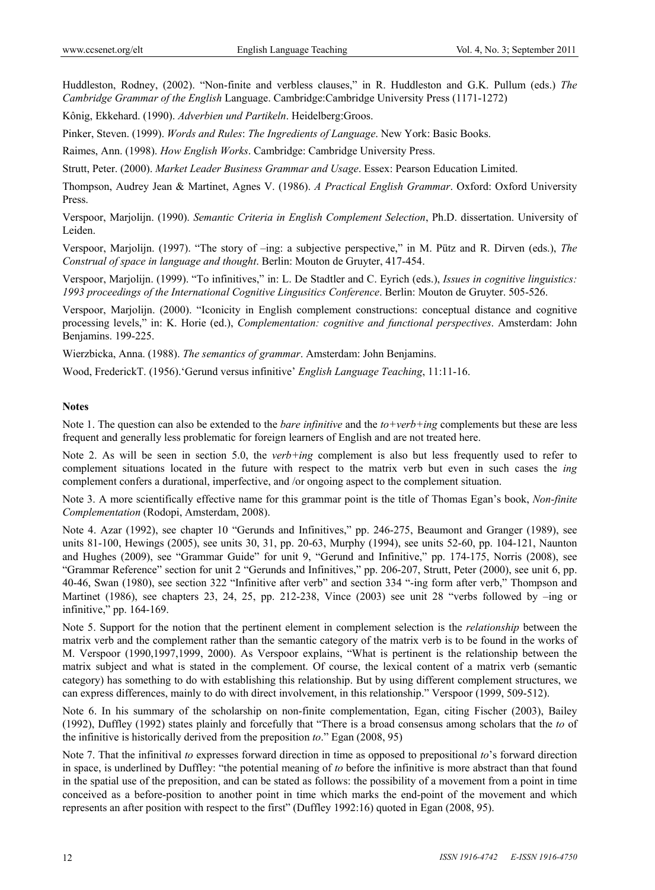Huddleston, Rodney, (2002). "Non-finite and verbless clauses," in R. Huddleston and G.K. Pullum (eds.) *The Cambridge Grammar of the English* Language. Cambridge:Cambridge University Press (1171-1272)

Kônig, Ekkehard. (1990). *Adverbien und Partikeln*. Heidelberg:Groos.

Pinker, Steven. (1999). *Words and Rules*: *The Ingredients of Language*. New York: Basic Books.

Raimes, Ann. (1998). *How English Works*. Cambridge: Cambridge University Press.

Strutt, Peter. (2000). *Market Leader Business Grammar and Usage*. Essex: Pearson Education Limited.

Thompson, Audrey Jean & Martinet, Agnes V. (1986). *A Practical English Grammar*. Oxford: Oxford University Press.

Verspoor, Marjolijn. (1990). *Semantic Criteria in English Complement Selection*, Ph.D. dissertation. University of Leiden.

Verspoor, Marjolijn. (1997). "The story of –ing: a subjective perspective," in M. Pütz and R. Dirven (eds.), *The Construal of space in language and thought*. Berlin: Mouton de Gruyter, 417-454.

Verspoor, Marjolijn. (1999). "To infinitives," in: L. De Stadtler and C. Eyrich (eds.), *Issues in cognitive linguistics: 1993 proceedings of the International Cognitive Lingusitics Conference*. Berlin: Mouton de Gruyter. 505-526.

Verspoor, Marjolijn. (2000). "Iconicity in English complement constructions: conceptual distance and cognitive processing levels," in: K. Horie (ed.), *Complementation: cognitive and functional perspectives*. Amsterdam: John Benjamins. 199-225.

Wierzbicka, Anna. (1988). *The semantics of grammar*. Amsterdam: John Benjamins.

Wood, FrederickT. (1956).'Gerund versus infinitive' *English Language Teaching*, 11:11-16.

**Notes**

Note 1. The question can also be extended to the *bare infinitive* and the *to+verb+ing* complements but these are less frequent and generally less problematic for foreign learners of English and are not treated here.

Note 2. As will be seen in section 5.0, the *verb+ing* complement is also but less frequently used to refer to complement situations located in the future with respect to the matrix verb but even in such cases the *ing* complement confers a durational, imperfective, and /or ongoing aspect to the complement situation.

Note 3. A more scientifically effective name for this grammar point is the title of Thomas Egan's book, *Non-finite Complementation* (Rodopi, Amsterdam, 2008).

Note 4. Azar (1992), see chapter 10 "Gerunds and Infinitives," pp. 246-275, Beaumont and Granger (1989), see units 81-100, Hewings (2005), see units 30, 31, pp. 20-63, Murphy (1994), see units 52-60, pp. 104-121, Naunton and Hughes (2009), see "Grammar Guide" for unit 9, "Gerund and Infinitive," pp. 174-175, Norris (2008), see "Grammar Reference" section for unit 2 "Gerunds and Infinitives," pp. 206-207, Strutt, Peter (2000), see unit 6, pp. 40-46, Swan (1980), see section 322 "Infinitive after verb" and section 334 "-ing form after verb," Thompson and Martinet (1986), see chapters 23, 24, 25, pp. 212-238, Vince (2003) see unit 28 "verbs followed by –ing or infinitive," pp. 164-169.

Note 5. Support for the notion that the pertinent element in complement selection is the *relationship* between the matrix verb and the complement rather than the semantic category of the matrix verb is to be found in the works of M. Verspoor (1990,1997,1999, 2000). As Verspoor explains, "What is pertinent is the relationship between the matrix subject and what is stated in the complement. Of course, the lexical content of a matrix verb (semantic category) has something to do with establishing this relationship. But by using different complement structures, we can express differences, mainly to do with direct involvement, in this relationship." Verspoor (1999, 509-512).

Note 6. In his summary of the scholarship on non-finite complementation, Egan, citing Fischer (2003), Bailey (1992), Duffley (1992) states plainly and forcefully that "There is a broad consensus among scholars that the *to* of the infinitive is historically derived from the preposition *to*." Egan (2008, 95)

Note 7. That the infinitival *to* expresses forward direction in time as opposed to prepositional *to*'s forward direction in space, is underlined by Duffley: "the potential meaning of *to* before the infinitive is more abstract than that found in the spatial use of the preposition, and can be stated as follows: the possibility of a movement from a point in time conceived as a before-position to another point in time which marks the end-point of the movement and which represents an after position with respect to the first" (Duffley 1992:16) quoted in Egan (2008, 95).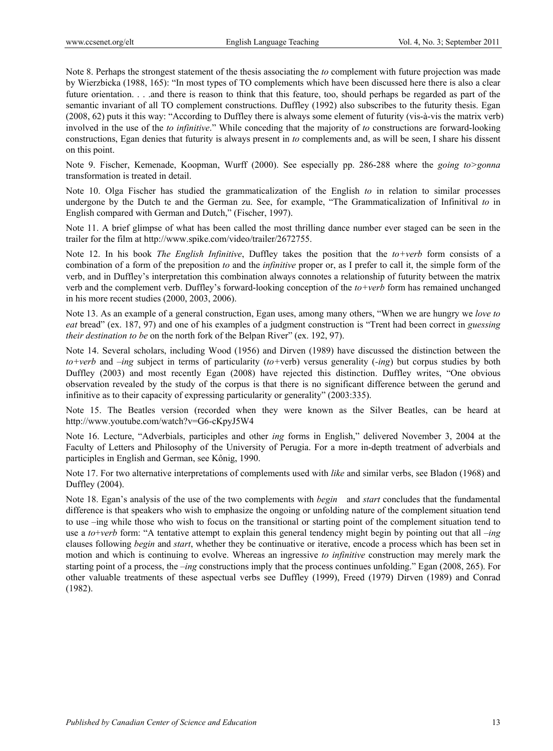Note 8. Perhaps the strongest statement of the thesis associating the *to* complement with future projection was made by Wierzbicka (1988, 165): "In most types of TO complements which have been discussed here there is also a clear future orientation. . . .and there is reason to think that this feature, too, should perhaps be regarded as part of the semantic invariant of all TO complement constructions. Duffley (1992) also subscribes to the futurity thesis. Egan (2008, 62) puts it this way: "According to Duffley there is always some element of futurity (vis-à-vis the matrix verb) involved in the use of the *to infinitive*." While conceding that the majority of *to* constructions are forward-looking constructions, Egan denies that futurity is always present in *to* complements and, as will be seen, I share his dissent on this point.

Note 9. Fischer, Kemenade, Koopman, Wurff (2000). See especially pp. 286-288 where the *going to>gonna* transformation is treated in detail.

Note 10. Olga Fischer has studied the grammaticalization of the English *to* in relation to similar processes undergone by the Dutch te and the German zu. See, for example, "The Grammaticalization of Infinitival *to* in English compared with German and Dutch," (Fischer, 1997).

Note 11. A brief glimpse of what has been called the most thrilling dance number ever staged can be seen in the trailer for the film at http://www.spike.com/video/trailer/2672755.

Note 12. In his book *The English Infinitive*, Duffley takes the position that the *to+verb* form consists of a combination of a form of the preposition *to* and the *infinitive* proper or, as I prefer to call it, the simple form of the verb, and in Duffley's interpretation this combination always connotes a relationship of futurity between the matrix verb and the complement verb. Duffley's forward-looking conception of the *to+verb* form has remained unchanged in his more recent studies (2000, 2003, 2006).

Note 13. As an example of a general construction, Egan uses, among many others, "When we are hungry we *love to eat* bread" (ex. 187, 97) and one of his examples of a judgment construction is "Trent had been correct in *guessing their destination to be* on the north fork of the Belpan River" (ex. 192, 97).

Note 14. Several scholars, including Wood (1956) and Dirven (1989) have discussed the distinction between the *to+verb* and *–ing* subject in terms of particularity (*to*+verb) versus generality (*-ing*) but corpus studies by both Duffley (2003) and most recently Egan (2008) have rejected this distinction. Duffley writes, "One obvious observation revealed by the study of the corpus is that there is no significant difference between the gerund and infinitive as to their capacity of expressing particularity or generality" (2003:335).

Note 15. The Beatles version (recorded when they were known as the Silver Beatles, can be heard at http://www.youtube.com/watch?v=G6-cKpyJ5W4

Note 16. Lecture, "Adverbials, participles and other *ing* forms in English," delivered November 3, 2004 at the Faculty of Letters and Philosophy of the University of Perugia. For a more in-depth treatment of adverbials and participles in English and German, see Kônig, 1990.

Note 17. For two alternative interpretations of complements used with *like* and similar verbs, see Bladon (1968) and Duffley (2004).

Note 18. Egan's analysis of the use of the two complements with *begin* and *start* concludes that the fundamental difference is that speakers who wish to emphasize the ongoing or unfolding nature of the complement situation tend to use –ing while those who wish to focus on the transitional or starting point of the complement situation tend to use a *to*+*verb* form: "A tentative attempt to explain this general tendency might begin by pointing out that all *–ing* clauses following *begin* and *start*, whether they be continuative or iterative, encode a process which has been set in motion and which is continuing to evolve. Whereas an ingressive *to infinitive* construction may merely mark the starting point of a process, the *–ing* constructions imply that the process continues unfolding." Egan (2008, 265). For other valuable treatments of these aspectual verbs see Duffley (1999), Freed (1979) Dirven (1989) and Conrad (1982).